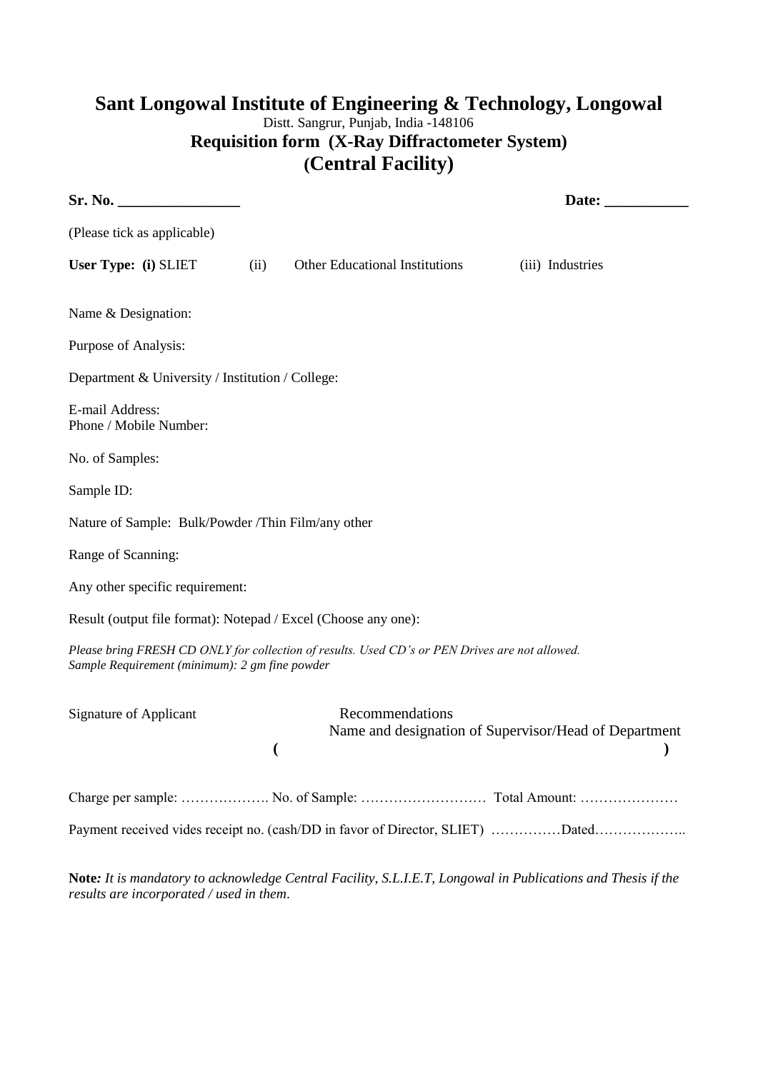# Sant Longowal Institute of Engineering & Technology, Longowal

Distt. Sangrur, Punjab, India -148106

## Requisition form (X-Ray Diffractometer System)

## (Central Facility)

**Sr. No. ________________** **Date: ___________**

(Please tick as applicable)

**User Type: (i)** SLIET (ii) Other Educational Institutions (iii) Industries

Name & Designation:

Purpose of Analysis:

Department & University / Institution / College:

E-mail Address:
Phone / Mobile Number:

No. of Samples:

Sample ID:

Nature of Sample: Bulk/Powder /Thin Film/any other

Range of Scanning:

Any other specific requirement:

Result (output file format): Notepad / Excel (Choose any one):

*Please bring FRESH CD ONLY for collection of results. Used CD's or PEN Drives are not allowed.*
*Sample Requirement (minimum): 2 gm fine powder*

Signature of Applicant

Recommendations
Name and designation of Supervisor/Head of Department
**( )**

Charge per sample: ………………. No. of Sample: ……………………… Total Amount: …………………

Payment received vides receipt no. (cash/DD in favor of Director, SLIET) ……………Dated………………..

**Note:** *It is mandatory to acknowledge Central Facility, S.L.I.E.T, Longowal in Publications and Thesis if the results are incorporated / used in them*.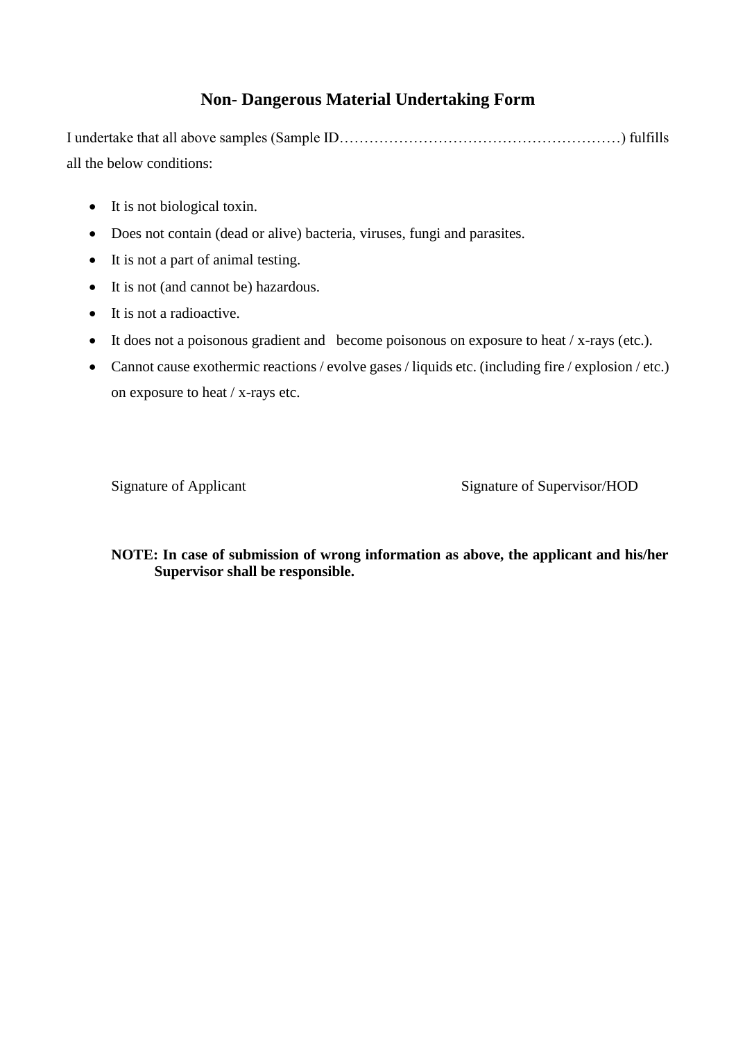## Non- Dangerous Material Undertaking Form

I undertake that all above samples (Sample ID…………………………………………………) fulfills all the below conditions:

- It is not biological toxin.
- Does not contain (dead or alive) bacteria, viruses, fungi and parasites.
- It is not a part of animal testing.
- It is not (and cannot be) hazardous.
- It is not a radioactive.
- It does not a poisonous gradient and become poisonous on exposure to heat / x-rays (etc.).
- Cannot cause exothermic reactions / evolve gases / liquids etc. (including fire / explosion / etc.) on exposure to heat / x-rays etc.

Signature of Applicant

Signature of Supervisor/HOD

**NOTE: In case of submission of wrong information as above, the applicant and his/her Supervisor shall be responsible.**